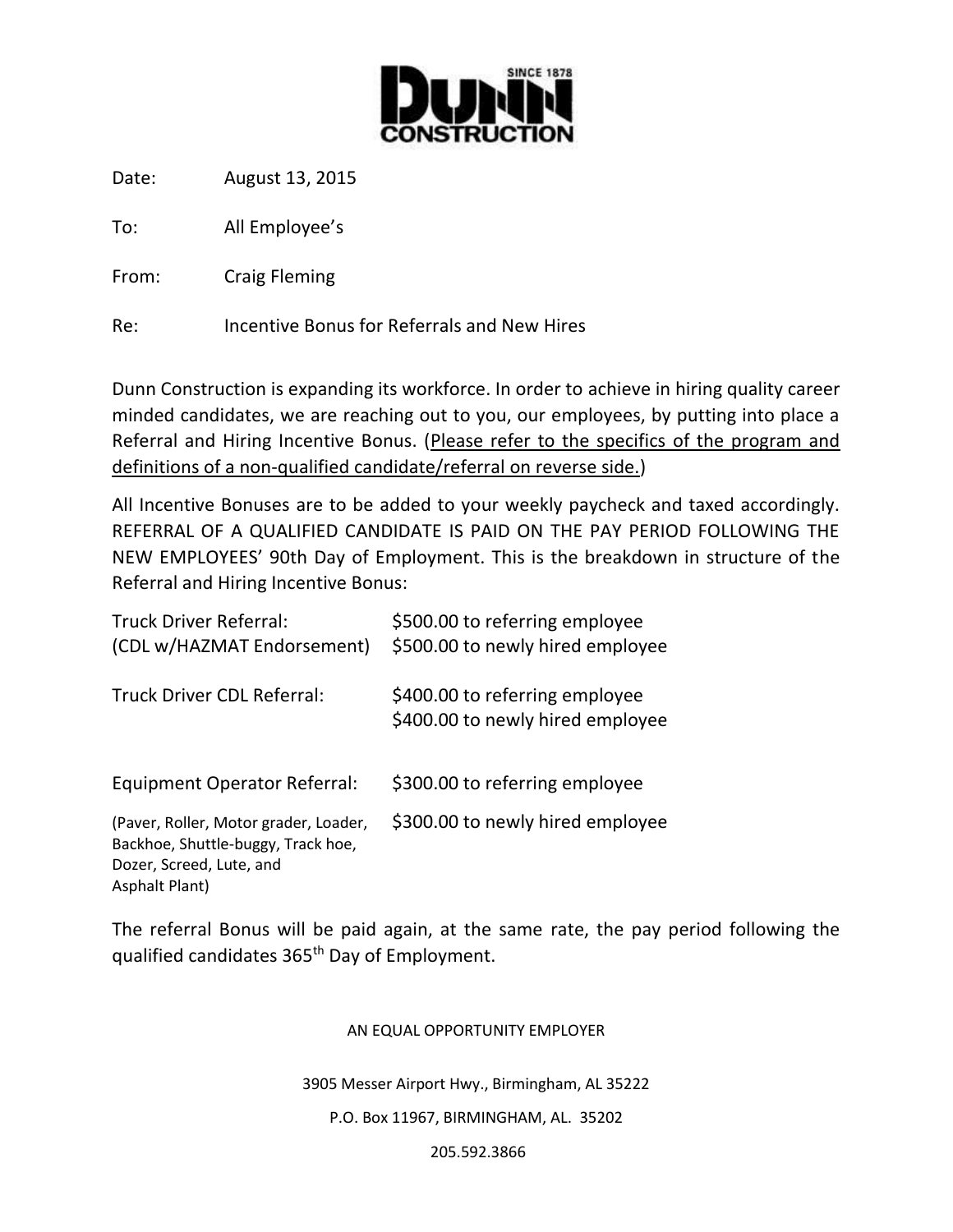**DUNN CONSTRUCTION**
SINCE 1878

Date: August 13, 2015

To: All Employee's

From: Craig Fleming

Re: Incentive Bonus for Referrals and New Hires

Dunn Construction is expanding its workforce. In order to achieve in hiring quality career minded candidates, we are reaching out to you, our employees, by putting into place a Referral and Hiring Incentive Bonus. (Please refer to the specifics of the program and definitions of a non-qualified candidate/referral on reverse side.)

All Incentive Bonuses are to be added to your weekly paycheck and taxed accordingly. REFERRAL OF A QUALIFIED CANDIDATE IS PAID ON THE PAY PERIOD FOLLOWING THE NEW EMPLOYEES' 90th Day of Employment. This is the breakdown in structure of the Referral and Hiring Incentive Bonus:

| Referral | Bonus |
| --- | --- |
| Truck Driver Referral: (CDL w/HAZMAT Endorsement) | $500.00 to referring employee<br>$500.00 to newly hired employee |
| Truck Driver CDL Referral: | $400.00 to referring employee<br>$400.00 to newly hired employee |
| Equipment Operator Referral: (Paver, Roller, Motor grader, Loader, Backhoe, Shuttle-buggy, Track hoe, Dozer, Screed, Lute, and Asphalt Plant) | $300.00 to referring employee<br>$300.00 to newly hired employee |

The referral Bonus will be paid again, at the same rate, the pay period following the qualified candidates 365th Day of Employment.

AN EQUAL OPPORTUNITY EMPLOYER

3905 Messer Airport Hwy., Birmingham, AL 35222

P.O. Box 11967, BIRMINGHAM, AL. 35202

205.592.3866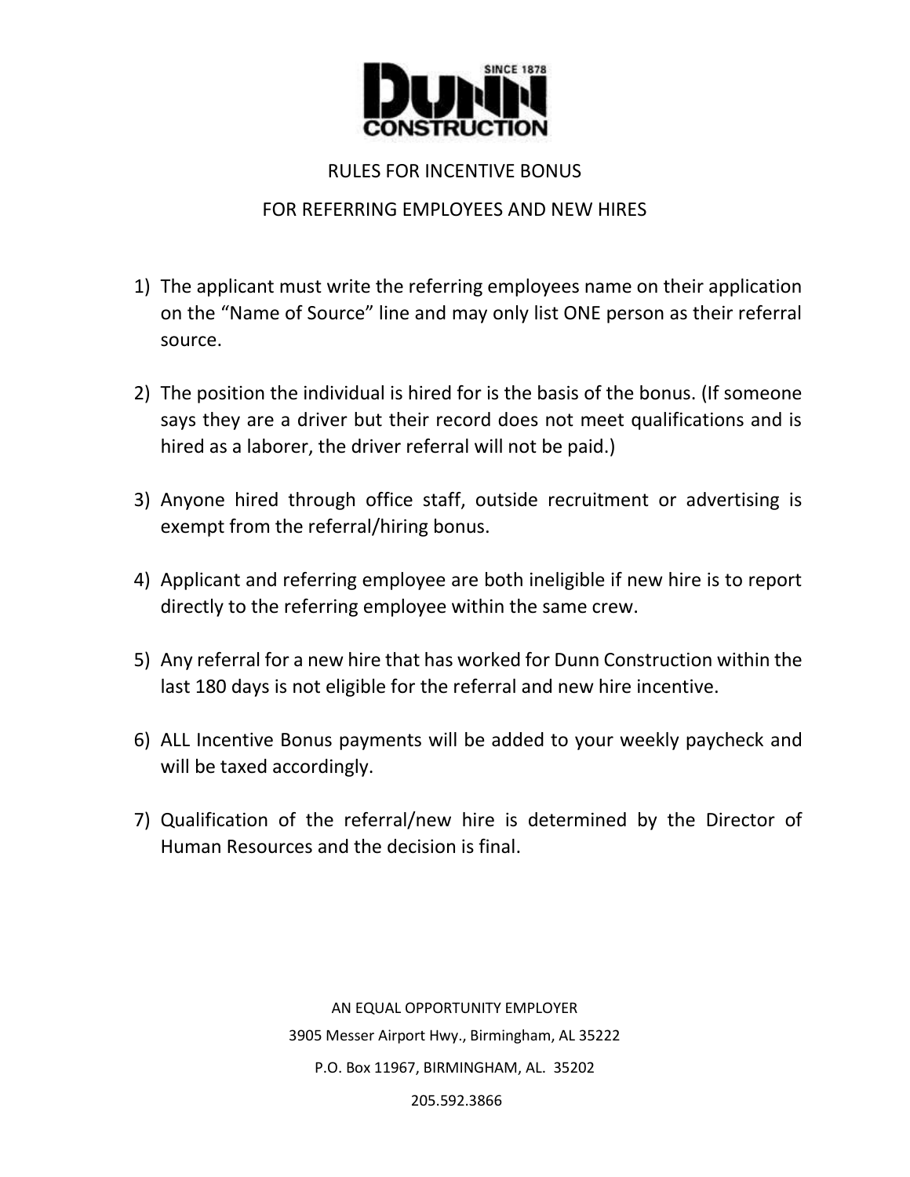**DUNN CONSTRUCTION**
SINCE 1878

## RULES FOR INCENTIVE BONUS

## FOR REFERRING EMPLOYEES AND NEW HIRES

1) The applicant must write the referring employees name on their application on the "Name of Source" line and may only list ONE person as their referral source.

2) The position the individual is hired for is the basis of the bonus. (If someone says they are a driver but their record does not meet qualifications and is hired as a laborer, the driver referral will not be paid.)

3) Anyone hired through office staff, outside recruitment or advertising is exempt from the referral/hiring bonus.

4) Applicant and referring employee are both ineligible if new hire is to report directly to the referring employee within the same crew.

5) Any referral for a new hire that has worked for Dunn Construction within the last 180 days is not eligible for the referral and new hire incentive.

6) ALL Incentive Bonus payments will be added to your weekly paycheck and will be taxed accordingly.

7) Qualification of the referral/new hire is determined by the Director of Human Resources and the decision is final.

AN EQUAL OPPORTUNITY EMPLOYER

3905 Messer Airport Hwy., Birmingham, AL 35222

P.O. Box 11967, BIRMINGHAM, AL. 35202

205.592.3866